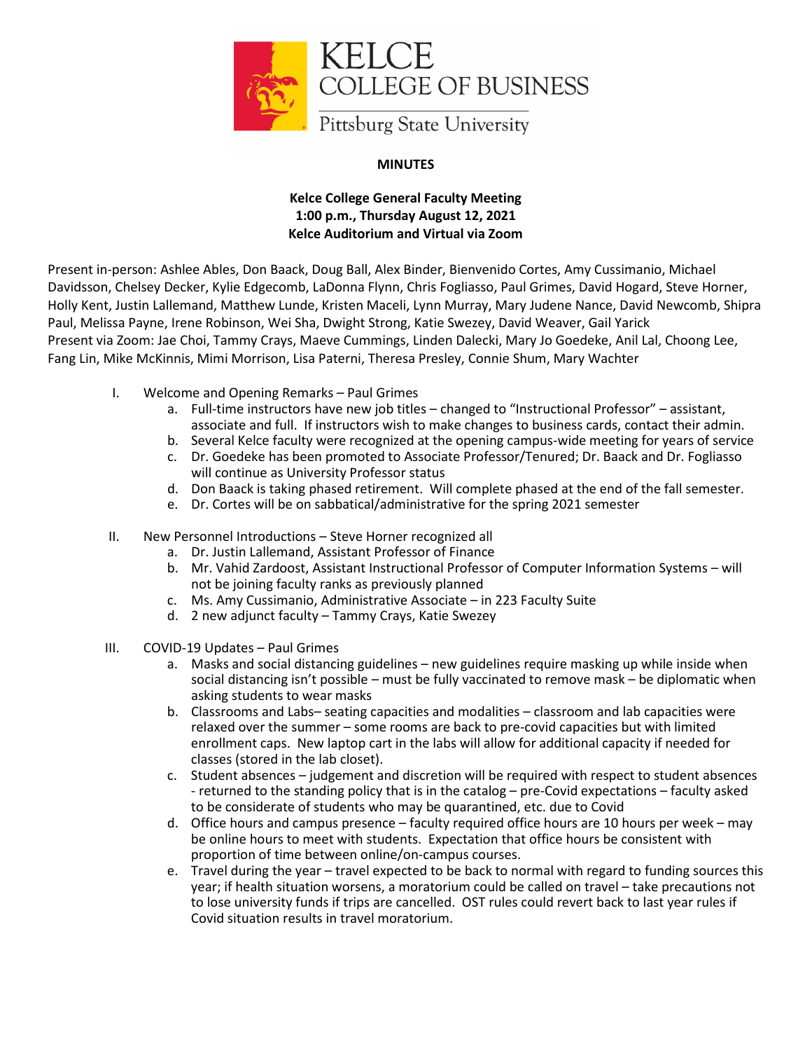KELCE COLLEGE OF BUSINESS

Pittsburg State University

**MINUTES**

**Kelce College General Faculty Meeting**
**1:00 p.m., Thursday August 12, 2021**
**Kelce Auditorium and Virtual via Zoom**

Present in-person: Ashlee Ables, Don Baack, Doug Ball, Alex Binder, Bienvenido Cortes, Amy Cussimanio, Michael Davidsson, Chelsey Decker, Kylie Edgecomb, LaDonna Flynn, Chris Fogliasso, Paul Grimes, David Hogard, Steve Horner, Holly Kent, Justin Lallemand, Matthew Lunde, Kristen Maceli, Lynn Murray, Mary Judene Nance, David Newcomb, Shipra Paul, Melissa Payne, Irene Robinson, Wei Sha, Dwight Strong, Katie Swezey, David Weaver, Gail Yarick
Present via Zoom: Jae Choi, Tammy Crays, Maeve Cummings, Linden Dalecki, Mary Jo Goedeke, Anil Lal, Choong Lee, Fang Lin, Mike McKinnis, Mimi Morrison, Lisa Paterni, Theresa Presley, Connie Shum, Mary Wachter

I. Welcome and Opening Remarks – Paul Grimes
   a. Full-time instructors have new job titles – changed to "Instructional Professor" – assistant, associate and full. If instructors wish to make changes to business cards, contact their admin.
   b. Several Kelce faculty were recognized at the opening campus-wide meeting for years of service
   c. Dr. Goedeke has been promoted to Associate Professor/Tenured; Dr. Baack and Dr. Fogliasso will continue as University Professor status
   d. Don Baack is taking phased retirement. Will complete phased at the end of the fall semester.
   e. Dr. Cortes will be on sabbatical/administrative for the spring 2021 semester

II. New Personnel Introductions – Steve Horner recognized all
   a. Dr. Justin Lallemand, Assistant Professor of Finance
   b. Mr. Vahid Zardoost, Assistant Instructional Professor of Computer Information Systems – will not be joining faculty ranks as previously planned
   c. Ms. Amy Cussimanio, Administrative Associate – in 223 Faculty Suite
   d. 2 new adjunct faculty – Tammy Crays, Katie Swezey

III. COVID-19 Updates – Paul Grimes
   a. Masks and social distancing guidelines – new guidelines require masking up while inside when social distancing isn't possible – must be fully vaccinated to remove mask – be diplomatic when asking students to wear masks
   b. Classrooms and Labs– seating capacities and modalities – classroom and lab capacities were relaxed over the summer – some rooms are back to pre-covid capacities but with limited enrollment caps. New laptop cart in the labs will allow for additional capacity if needed for classes (stored in the lab closet).
   c. Student absences – judgement and discretion will be required with respect to student absences - returned to the standing policy that is in the catalog – pre-Covid expectations – faculty asked to be considerate of students who may be quarantined, etc. due to Covid
   d. Office hours and campus presence – faculty required office hours are 10 hours per week – may be online hours to meet with students. Expectation that office hours be consistent with proportion of time between online/on-campus courses.
   e. Travel during the year – travel expected to be back to normal with regard to funding sources this year; if health situation worsens, a moratorium could be called on travel – take precautions not to lose university funds if trips are cancelled. OST rules could revert back to last year rules if Covid situation results in travel moratorium.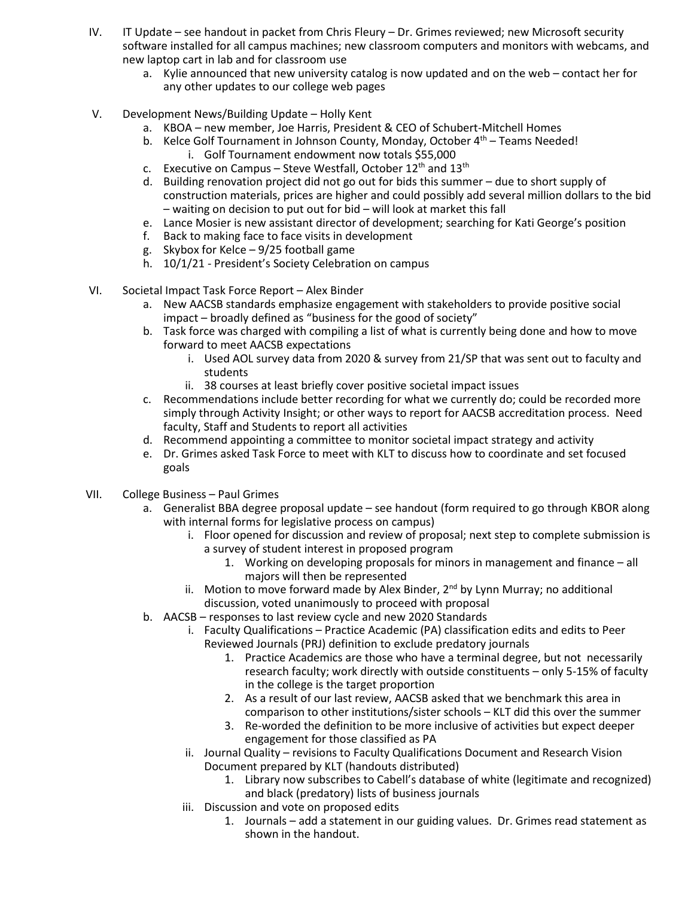IV. IT Update – see handout in packet from Chris Fleury – Dr. Grimes reviewed; new Microsoft security software installed for all campus machines; new classroom computers and monitors with webcams, and new laptop cart in lab and for classroom use
   a. Kylie announced that new university catalog is now updated and on the web – contact her for any other updates to our college web pages

V. Development News/Building Update – Holly Kent
   a. KBOA – new member, Joe Harris, President & CEO of Schubert-Mitchell Homes
   b. Kelce Golf Tournament in Johnson County, Monday, October 4th – Teams Needed!
      i. Golf Tournament endowment now totals $55,000
   c. Executive on Campus – Steve Westfall, October 12th and 13th
   d. Building renovation project did not go out for bids this summer – due to short supply of construction materials, prices are higher and could possibly add several million dollars to the bid – waiting on decision to put out for bid – will look at market this fall
   e. Lance Mosier is new assistant director of development; searching for Kati George's position
   f. Back to making face to face visits in development
   g. Skybox for Kelce – 9/25 football game
   h. 10/1/21 - President's Society Celebration on campus

VI. Societal Impact Task Force Report – Alex Binder
   a. New AACSB standards emphasize engagement with stakeholders to provide positive social impact – broadly defined as "business for the good of society"
   b. Task force was charged with compiling a list of what is currently being done and how to move forward to meet AACSB expectations
      i. Used AOL survey data from 2020 & survey from 21/SP that was sent out to faculty and students
      ii. 38 courses at least briefly cover positive societal impact issues
   c. Recommendations include better recording for what we currently do; could be recorded more simply through Activity Insight; or other ways to report for AACSB accreditation process. Need faculty, Staff and Students to report all activities
   d. Recommend appointing a committee to monitor societal impact strategy and activity
   e. Dr. Grimes asked Task Force to meet with KLT to discuss how to coordinate and set focused goals

VII. College Business – Paul Grimes
   a. Generalist BBA degree proposal update – see handout (form required to go through KBOR along with internal forms for legislative process on campus)
      i. Floor opened for discussion and review of proposal; next step to complete submission is a survey of student interest in proposed program
         1. Working on developing proposals for minors in management and finance – all majors will then be represented
      ii. Motion to move forward made by Alex Binder, 2nd by Lynn Murray; no additional discussion, voted unanimously to proceed with proposal
   b. AACSB – responses to last review cycle and new 2020 Standards
      i. Faculty Qualifications – Practice Academic (PA) classification edits and edits to Peer Reviewed Journals (PRJ) definition to exclude predatory journals
         1. Practice Academics are those who have a terminal degree, but not necessarily research faculty; work directly with outside constituents – only 5-15% of faculty in the college is the target proportion
         2. As a result of our last review, AACSB asked that we benchmark this area in comparison to other institutions/sister schools – KLT did this over the summer
         3. Re-worded the definition to be more inclusive of activities but expect deeper engagement for those classified as PA
      ii. Journal Quality – revisions to Faculty Qualifications Document and Research Vision Document prepared by KLT (handouts distributed)
         1. Library now subscribes to Cabell's database of white (legitimate and recognized) and black (predatory) lists of business journals
      iii. Discussion and vote on proposed edits
         1. Journals – add a statement in our guiding values. Dr. Grimes read statement as shown in the handout.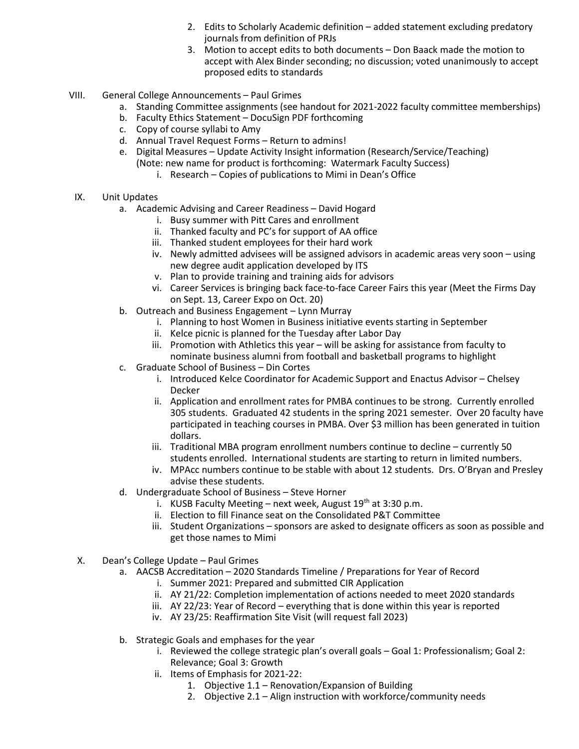2. Edits to Scholarly Academic definition – added statement excluding predatory journals from definition of PRJs
3. Motion to accept edits to both documents – Don Baack made the motion to accept with Alex Binder seconding; no discussion; voted unanimously to accept proposed edits to standards

VIII. General College Announcements – Paul Grimes
   a. Standing Committee assignments (see handout for 2021-2022 faculty committee memberships)
   b. Faculty Ethics Statement – DocuSign PDF forthcoming
   c. Copy of course syllabi to Amy
   d. Annual Travel Request Forms – Return to admins!
   e. Digital Measures – Update Activity Insight information (Research/Service/Teaching) (Note: new name for product is forthcoming: Watermark Faculty Success)
      i. Research – Copies of publications to Mimi in Dean's Office

IX. Unit Updates
   a. Academic Advising and Career Readiness – David Hogard
      i. Busy summer with Pitt Cares and enrollment
      ii. Thanked faculty and PC's for support of AA office
      iii. Thanked student employees for their hard work
      iv. Newly admitted advisees will be assigned advisors in academic areas very soon – using new degree audit application developed by ITS
      v. Plan to provide training and training aids for advisors
      vi. Career Services is bringing back face-to-face Career Fairs this year (Meet the Firms Day on Sept. 13, Career Expo on Oct. 20)
   b. Outreach and Business Engagement – Lynn Murray
      i. Planning to host Women in Business initiative events starting in September
      ii. Kelce picnic is planned for the Tuesday after Labor Day
      iii. Promotion with Athletics this year – will be asking for assistance from faculty to nominate business alumni from football and basketball programs to highlight
   c. Graduate School of Business – Din Cortes
      i. Introduced Kelce Coordinator for Academic Support and Enactus Advisor – Chelsey Decker
      ii. Application and enrollment rates for PMBA continues to be strong. Currently enrolled 305 students. Graduated 42 students in the spring 2021 semester. Over 20 faculty have participated in teaching courses in PMBA. Over $3 million has been generated in tuition dollars.
      iii. Traditional MBA program enrollment numbers continue to decline – currently 50 students enrolled. International students are starting to return in limited numbers.
      iv. MPAcc numbers continue to be stable with about 12 students. Drs. O'Bryan and Presley advise these students.
   d. Undergraduate School of Business – Steve Horner
      i. KUSB Faculty Meeting – next week, August 19th at 3:30 p.m.
      ii. Election to fill Finance seat on the Consolidated P&T Committee
      iii. Student Organizations – sponsors are asked to designate officers as soon as possible and get those names to Mimi

X. Dean's College Update – Paul Grimes
   a. AACSB Accreditation – 2020 Standards Timeline / Preparations for Year of Record
      i. Summer 2021: Prepared and submitted CIR Application
      ii. AY 21/22: Completion implementation of actions needed to meet 2020 standards
      iii. AY 22/23: Year of Record – everything that is done within this year is reported
      iv. AY 23/25: Reaffirmation Site Visit (will request fall 2023)
   b. Strategic Goals and emphases for the year
      i. Reviewed the college strategic plan's overall goals – Goal 1: Professionalism; Goal 2: Relevance; Goal 3: Growth
      ii. Items of Emphasis for 2021-22:
         1. Objective 1.1 – Renovation/Expansion of Building
         2. Objective 2.1 – Align instruction with workforce/community needs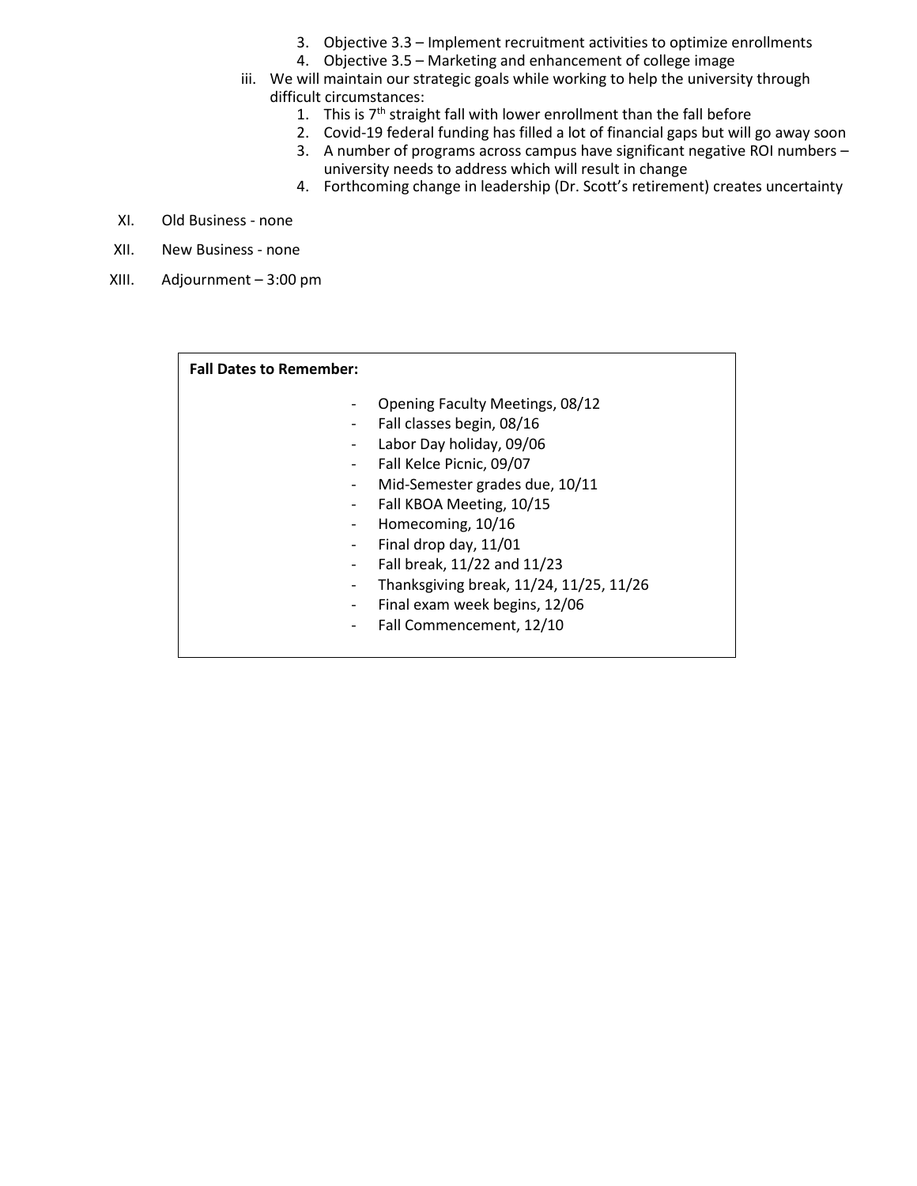3. Objective 3.3 – Implement recruitment activities to optimize enrollments
4. Objective 3.5 – Marketing and enhancement of college image

iii. We will maintain our strategic goals while working to help the university through difficult circumstances:

1. This is 7th straight fall with lower enrollment than the fall before
2. Covid-19 federal funding has filled a lot of financial gaps but will go away soon
3. A number of programs across campus have significant negative ROI numbers – university needs to address which will result in change
4. Forthcoming change in leadership (Dr. Scott's retirement) creates uncertainty

XI. Old Business - none

XII. New Business - none

XIII. Adjournment – 3:00 pm

**Fall Dates to Remember:**

- Opening Faculty Meetings, 08/12
- Fall classes begin, 08/16
- Labor Day holiday, 09/06
- Fall Kelce Picnic, 09/07
- Mid-Semester grades due, 10/11
- Fall KBOA Meeting, 10/15
- Homecoming, 10/16
- Final drop day, 11/01
- Fall break, 11/22 and 11/23
- Thanksgiving break, 11/24, 11/25, 11/26
- Final exam week begins, 12/06
- Fall Commencement, 12/10